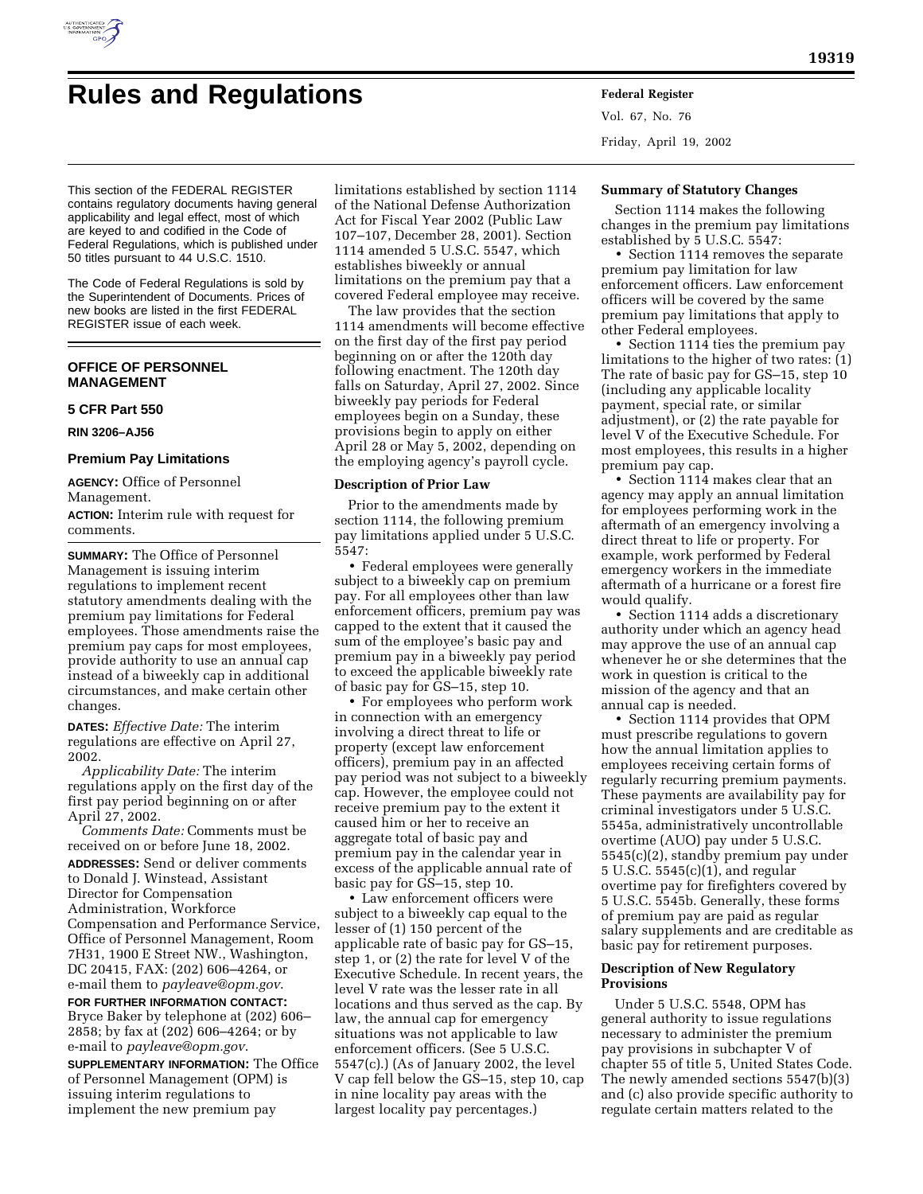# Rules and Regulations

This section of the FEDERAL REGISTER contains regulatory documents having general applicability and legal effect, most of which are keyed to and codified in the Code of Federal Regulations, which is published under 50 titles pursuant to 44 U.S.C. 1510.

The Code of Federal Regulations is sold by the Superintendent of Documents. Prices of new books are listed in the first FEDERAL REGISTER issue of each week.

## OFFICE OF PERSONNEL MANAGEMENT

### 5 CFR Part 550

**RIN 3206–AJ56**

### Premium Pay Limitations

**AGENCY:** Office of Personnel Management.

**ACTION:** Interim rule with request for comments.

**SUMMARY:** The Office of Personnel Management is issuing interim regulations to implement recent statutory amendments dealing with the premium pay limitations for Federal employees. Those amendments raise the premium pay caps for most employees, provide authority to use an annual cap instead of a biweekly cap in additional circumstances, and make certain other changes.

**DATES:** *Effective Date:* The interim regulations are effective on April 27, 2002.

*Applicability Date:* The interim regulations apply on the first day of the first pay period beginning on or after April 27, 2002.

*Comments Date:* Comments must be received on or before June 18, 2002.

**ADDRESSES:** Send or deliver comments to Donald J. Winstead, Assistant Director for Compensation Administration, Workforce Compensation and Performance Service, Office of Personnel Management, Room 7H31, 1900 E Street NW., Washington, DC 20415, FAX: (202) 606–4264, or e-mail them to *payleave@opm.gov*.

**FOR FURTHER INFORMATION CONTACT:** Bryce Baker by telephone at (202) 606–2858; by fax at (202) 606–4264; or by e-mail to *payleave@opm.gov*.

**SUPPLEMENTARY INFORMATION:** The Office of Personnel Management (OPM) is issuing interim regulations to implement the new premium pay limitations established by section 1114 of the National Defense Authorization Act for Fiscal Year 2002 (Public Law 107–107, December 28, 2001). Section 1114 amended 5 U.S.C. 5547, which establishes biweekly or annual limitations on the premium pay that a covered Federal employee may receive.

The law provides that the section 1114 amendments will become effective on the first day of the first pay period beginning on or after the 120th day following enactment. The 120th day falls on Saturday, April 27, 2002. Since biweekly pay periods for Federal employees begin on a Sunday, these provisions begin to apply on either April 28 or May 5, 2002, depending on the employing agency's payroll cycle.

#### Description of Prior Law

Prior to the amendments made by section 1114, the following premium pay limitations applied under 5 U.S.C. 5547:

• Federal employees were generally subject to a biweekly cap on premium pay. For all employees other than law enforcement officers, premium pay was capped to the extent that it caused the sum of the employee's basic pay and premium pay in a biweekly pay period to exceed the applicable biweekly rate of basic pay for GS–15, step 10.

• For employees who perform work in connection with an emergency involving a direct threat to life or property (except law enforcement officers), premium pay in an affected pay period was not subject to a biweekly cap. However, the employee could not receive premium pay to the extent it caused him or her to receive an aggregate total of basic pay and premium pay in the calendar year in excess of the applicable annual rate of basic pay for GS–15, step 10.

• Law enforcement officers were subject to a biweekly cap equal to the lesser of (1) 150 percent of the applicable rate of basic pay for GS–15, step 1, or (2) the rate for level V of the Executive Schedule. In recent years, the level V rate was the lesser rate in all locations and thus served as the cap. By law, the annual cap for emergency situations was not applicable to law enforcement officers. (See 5 U.S.C. 5547(c).) (As of January 2002, the level V cap fell below the GS–15, step 10, cap in nine locality pay areas with the largest locality pay percentages.)

#### Summary of Statutory Changes

Section 1114 makes the following changes in the premium pay limitations established by 5 U.S.C. 5547:

• Section 1114 removes the separate premium pay limitation for law enforcement officers. Law enforcement officers will be covered by the same premium pay limitations that apply to other Federal employees.

• Section 1114 ties the premium pay limitations to the higher of two rates: (1) The rate of basic pay for GS–15, step 10 (including any applicable locality payment, special rate, or similar adjustment), or (2) the rate payable for level V of the Executive Schedule. For most employees, this results in a higher premium pay cap.

• Section 1114 makes clear that an agency may apply an annual limitation for employees performing work in the aftermath of an emergency involving a direct threat to life or property. For example, work performed by Federal emergency workers in the immediate aftermath of a hurricane or a forest fire would qualify.

• Section 1114 adds a discretionary authority under which an agency head may approve the use of an annual cap whenever he or she determines that the work in question is critical to the mission of the agency and that an annual cap is needed.

• Section 1114 provides that OPM must prescribe regulations to govern how the annual limitation applies to employees receiving certain forms of regularly recurring premium payments. These payments are availability pay for criminal investigators under 5 U.S.C. 5545a, administratively uncontrollable overtime (AUO) pay under 5 U.S.C. 5545(c)(2), standby premium pay under 5 U.S.C. 5545(c)(1), and regular overtime pay for firefighters covered by 5 U.S.C. 5545b. Generally, these forms of premium pay are paid as regular salary supplements and are creditable as basic pay for retirement purposes.

#### Description of New Regulatory Provisions

Under 5 U.S.C. 5548, OPM has general authority to issue regulations necessary to administer the premium pay provisions in subchapter V of chapter 55 of title 5, United States Code. The newly amended sections 5547(b)(3) and (c) also provide specific authority to regulate certain matters related to the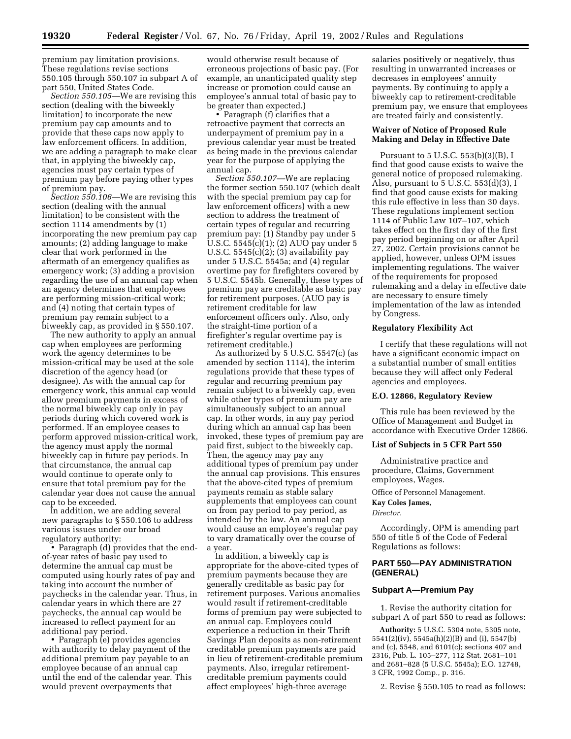premium pay limitation provisions. These regulations revise sections 550.105 through 550.107 in subpart A of part 550, United States Code.

*Section 550.105*—We are revising this section (dealing with the biweekly limitation) to incorporate the new premium pay cap amounts and to provide that these caps now apply to law enforcement officers. In addition, we are adding a paragraph to make clear that, in applying the biweekly cap, agencies must pay certain types of premium pay before paying other types of premium pay.

*Section 550.106*—We are revising this section (dealing with the annual limitation) to be consistent with the section 1114 amendments by (1) incorporating the new premium pay cap amounts; (2) adding language to make clear that work performed in the aftermath of an emergency qualifies as emergency work; (3) adding a provision regarding the use of an annual cap when an agency determines that employees are performing mission-critical work; and (4) noting that certain types of premium pay remain subject to a biweekly cap, as provided in § 550.107.

The new authority to apply an annual cap when employees are performing work the agency determines to be mission-critical may be used at the sole discretion of the agency head (or designee). As with the annual cap for emergency work, this annual cap would allow premium payments in excess of the normal biweekly cap only in pay periods during which covered work is performed. If an employee ceases to perform approved mission-critical work, the agency must apply the normal biweekly cap in future pay periods. In that circumstance, the annual cap would continue to operate only to ensure that total premium pay for the calendar year does not cause the annual cap to be exceeded.

In addition, we are adding several new paragraphs to § 550.106 to address various issues under our broad regulatory authority:

- Paragraph (d) provides that the end-of-year rates of basic pay used to determine the annual cap must be computed using hourly rates of pay and taking into account the number of paychecks in the calendar year. Thus, in calendar years in which there are 27 paychecks, the annual cap would be increased to reflect payment for an additional pay period.
- Paragraph (e) provides agencies with authority to delay payment of the additional premium pay payable to an employee because of an annual cap until the end of the calendar year. This would prevent overpayments that would otherwise result because of erroneous projections of basic pay. (For example, an unanticipated quality step increase or promotion could cause an employee's annual total of basic pay to be greater than expected.)
- Paragraph (f) clarifies that a retroactive payment that corrects an underpayment of premium pay in a previous calendar year must be treated as being made in the previous calendar year for the purpose of applying the annual cap.

*Section 550.107*—We are replacing the former section 550.107 (which dealt with the special premium pay cap for law enforcement officers) with a new section to address the treatment of certain types of regular and recurring premium pay: (1) Standby pay under 5 U.S.C. 5545(c)(1); (2) AUO pay under 5 U.S.C. 5545(c)(2); (3) availability pay under 5 U.S.C. 5545a; and (4) regular overtime pay for firefighters covered by 5 U.S.C. 5545b. Generally, these types of premium pay are creditable as basic pay for retirement purposes. (AUO pay is retirement creditable for law enforcement officers only. Also, only the straight-time portion of a firefighter's regular overtime pay is retirement creditable.)

As authorized by 5 U.S.C. 5547(c) (as amended by section 1114), the interim regulations provide that these types of regular and recurring premium pay remain subject to a biweekly cap, even while other types of premium pay are simultaneously subject to an annual cap. In other words, in any pay period during which an annual cap has been invoked, these types of premium pay are paid first, subject to the biweekly cap. Then, the agency may pay any additional types of premium pay under the annual cap provisions. This ensures that the above-cited types of premium payments remain as stable salary supplements that employees can count on from pay period to pay period, as intended by the law. An annual cap would cause an employee's regular pay to vary dramatically over the course of a year.

In addition, a biweekly cap is appropriate for the above-cited types of premium payments because they are generally creditable as basic pay for retirement purposes. Various anomalies would result if retirement-creditable forms of premium pay were subjected to an annual cap. Employees could experience a reduction in their Thrift Savings Plan deposits as non-retirement creditable premium payments are paid in lieu of retirement-creditable premium payments. Also, irregular retirement-creditable premium payments could affect employees' high-three average salaries positively or negatively, thus resulting in unwarranted increases or decreases in employees' annuity payments. By continuing to apply a biweekly cap to retirement-creditable premium pay, we ensure that employees are treated fairly and consistently.

### Waiver of Notice of Proposed Rule Making and Delay in Effective Date

Pursuant to 5 U.S.C. 553(b)(3)(B), I find that good cause exists to waive the general notice of proposed rulemaking. Also, pursuant to 5 U.S.C. 553(d)(3), I find that good cause exists for making this rule effective in less than 30 days. These regulations implement section 1114 of Public Law 107–107, which takes effect on the first day of the first pay period beginning on or after April 27, 2002. Certain provisions cannot be applied, however, unless OPM issues implementing regulations. The waiver of the requirements for proposed rulemaking and a delay in effective date are necessary to ensure timely implementation of the law as intended by Congress.

### Regulatory Flexibility Act

I certify that these regulations will not have a significant economic impact on a substantial number of small entities because they will affect only Federal agencies and employees.

### E.O. 12866, Regulatory Review

This rule has been reviewed by the Office of Management and Budget in accordance with Executive Order 12866.

### List of Subjects in 5 CFR Part 550

Administrative practice and procedure, Claims, Government employees, Wages.

Office of Personnel Management.

**Kay Coles James,**

*Director.*

Accordingly, OPM is amending part 550 of title 5 of the Code of Federal Regulations as follows:

## PART 550—PAY ADMINISTRATION (GENERAL)

### Subpart A—Premium Pay

1. Revise the authority citation for subpart A of part 550 to read as follows:

**Authority:** 5 U.S.C. 5304 note, 5305 note, 5541(2)(iv), 5545a(h)(2)(B) and (i), 5547(b) and (c), 5548, and 6101(c); sections 407 and 2316, Pub. L. 105–277, 112 Stat. 2681–101 and 2681–828 (5 U.S.C. 5545a); E.O. 12748, 3 CFR, 1992 Comp., p. 316.

2. Revise § 550.105 to read as follows: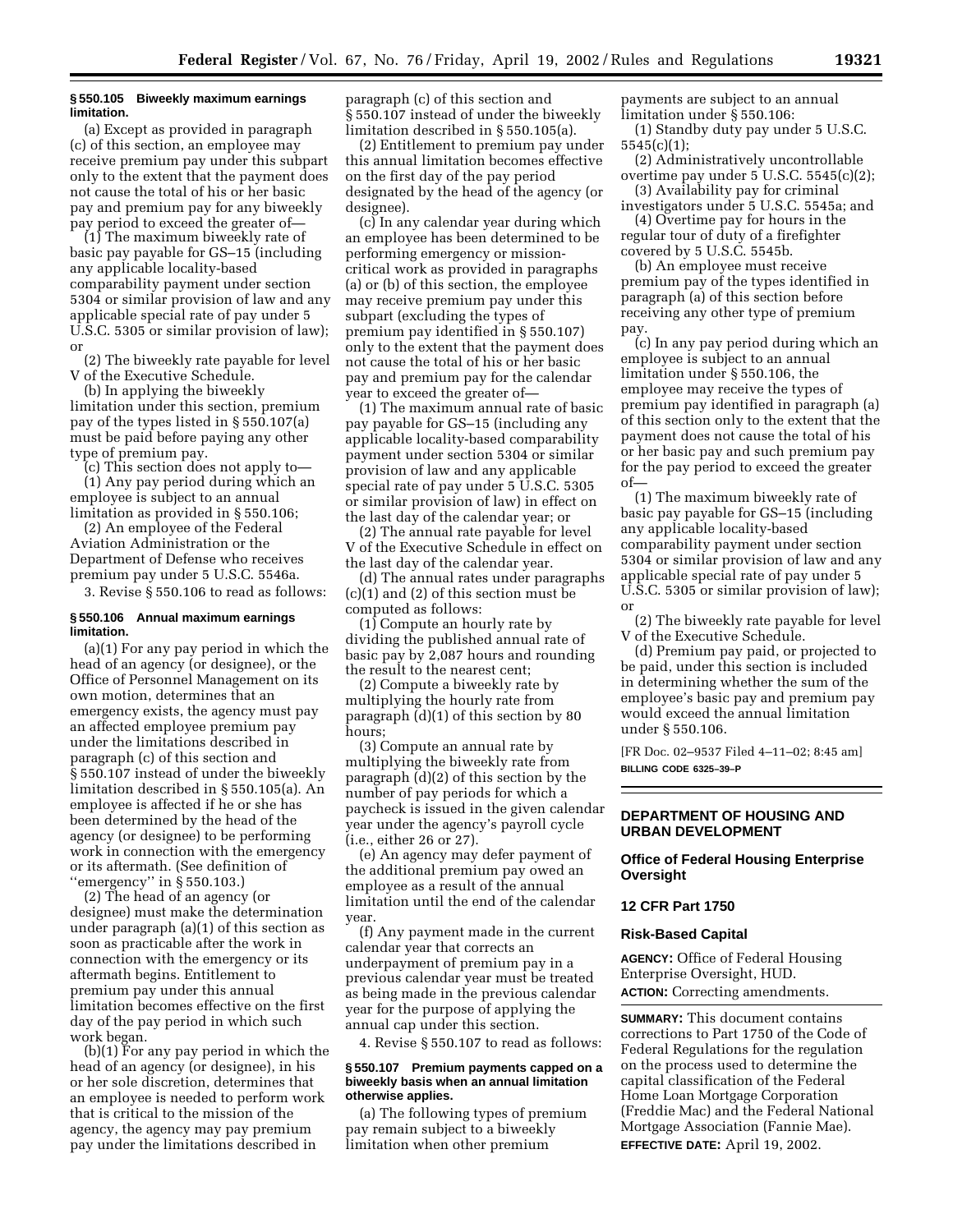### § 550.105 Biweekly maximum earnings limitation.

(a) Except as provided in paragraph (c) of this section, an employee may receive premium pay under this subpart only to the extent that the payment does not cause the total of his or her basic pay and premium pay for any biweekly pay period to exceed the greater of—

(1) The maximum biweekly rate of basic pay payable for GS–15 (including any applicable locality-based comparability payment under section 5304 or similar provision of law and any applicable special rate of pay under 5 U.S.C. 5305 or similar provision of law); or

(2) The biweekly rate payable for level V of the Executive Schedule.

(b) In applying the biweekly limitation under this section, premium pay of the types listed in § 550.107(a) must be paid before paying any other type of premium pay.

(c) This section does not apply to—

(1) Any pay period during which an employee is subject to an annual limitation as provided in § 550.106;

(2) An employee of the Federal Aviation Administration or the Department of Defense who receives premium pay under 5 U.S.C. 5546a.

3. Revise § 550.106 to read as follows:

### § 550.106 Annual maximum earnings limitation.

(a)(1) For any pay period in which the head of an agency (or designee), or the Office of Personnel Management on its own motion, determines that an emergency exists, the agency must pay an affected employee premium pay under the limitations described in paragraph (c) of this section and § 550.107 instead of under the biweekly limitation described in § 550.105(a). An employee is affected if he or she has been determined by the head of the agency (or designee) to be performing work in connection with the emergency or its aftermath. (See definition of ''emergency'' in § 550.103.)

(2) The head of an agency (or designee) must make the determination under paragraph (a)(1) of this section as soon as practicable after the work in connection with the emergency or its aftermath begins. Entitlement to premium pay under this annual limitation becomes effective on the first day of the pay period in which such work began.

(b)(1) For any pay period in which the head of an agency (or designee), in his or her sole discretion, determines that an employee is needed to perform work that is critical to the mission of the agency, the agency may pay premium pay under the limitations described in paragraph (c) of this section and § 550.107 instead of under the biweekly limitation described in § 550.105(a).

(2) Entitlement to premium pay under this annual limitation becomes effective on the first day of the pay period designated by the head of the agency (or designee).

(c) In any calendar year during which an employee has been determined to be performing emergency or mission-critical work as provided in paragraphs (a) or (b) of this section, the employee may receive premium pay under this subpart (excluding the types of premium pay identified in § 550.107) only to the extent that the payment does not cause the total of his or her basic pay and premium pay for the calendar year to exceed the greater of—

(1) The maximum annual rate of basic pay payable for GS–15 (including any applicable locality-based comparability payment under section 5304 or similar provision of law and any applicable special rate of pay under 5 U.S.C. 5305 or similar provision of law) in effect on the last day of the calendar year; or

(2) The annual rate payable for level V of the Executive Schedule in effect on the last day of the calendar year.

(d) The annual rates under paragraphs (c)(1) and (2) of this section must be computed as follows:

(1) Compute an hourly rate by dividing the published annual rate of basic pay by 2,087 hours and rounding the result to the nearest cent;

(2) Compute a biweekly rate by multiplying the hourly rate from paragraph (d)(1) of this section by 80 hours;

(3) Compute an annual rate by multiplying the biweekly rate from paragraph (d)(2) of this section by the number of pay periods for which a paycheck is issued in the given calendar year under the agency's payroll cycle (i.e., either 26 or 27).

(e) An agency may defer payment of the additional premium pay owed an employee as a result of the annual limitation until the end of the calendar year.

(f) Any payment made in the current calendar year that corrects an underpayment of premium pay in a previous calendar year must be treated as being made in the previous calendar year for the purpose of applying the annual cap under this section.

4. Revise § 550.107 to read as follows:

### § 550.107 Premium payments capped on a biweekly basis when an annual limitation otherwise applies.

(a) The following types of premium pay remain subject to a biweekly limitation when other premium payments are subject to an annual limitation under § 550.106:

(1) Standby duty pay under 5 U.S.C. 5545(c)(1);

(2) Administratively uncontrollable overtime pay under 5 U.S.C. 5545(c)(2);

(3) Availability pay for criminal investigators under 5 U.S.C. 5545a; and

(4) Overtime pay for hours in the regular tour of duty of a firefighter covered by 5 U.S.C. 5545b.

(b) An employee must receive premium pay of the types identified in paragraph (a) of this section before receiving any other type of premium pay.

(c) In any pay period during which an employee is subject to an annual limitation under § 550.106, the employee may receive the types of premium pay identified in paragraph (a) of this section only to the extent that the payment does not cause the total of his or her basic pay and such premium pay for the pay period to exceed the greater of—

(1) The maximum biweekly rate of basic pay payable for GS–15 (including any applicable locality-based comparability payment under section 5304 or similar provision of law and any applicable special rate of pay under 5 U.S.C. 5305 or similar provision of law); or

(2) The biweekly rate payable for level V of the Executive Schedule.

(d) Premium pay paid, or projected to be paid, under this section is included in determining whether the sum of the employee's basic pay and premium pay would exceed the annual limitation under § 550.106.

[FR Doc. 02–9537 Filed 4–11–02; 8:45 am]

**BILLING CODE 6325–39–P**

## DEPARTMENT OF HOUSING AND URBAN DEVELOPMENT

## Office of Federal Housing Enterprise Oversight

## 12 CFR Part 1750

## Risk-Based Capital

**AGENCY:** Office of Federal Housing Enterprise Oversight, HUD.

**ACTION:** Correcting amendments.

**SUMMARY:** This document contains corrections to Part 1750 of the Code of Federal Regulations for the regulation on the process used to determine the capital classification of the Federal Home Loan Mortgage Corporation (Freddie Mac) and the Federal National Mortgage Association (Fannie Mae).

**EFFECTIVE DATE:** April 19, 2002.